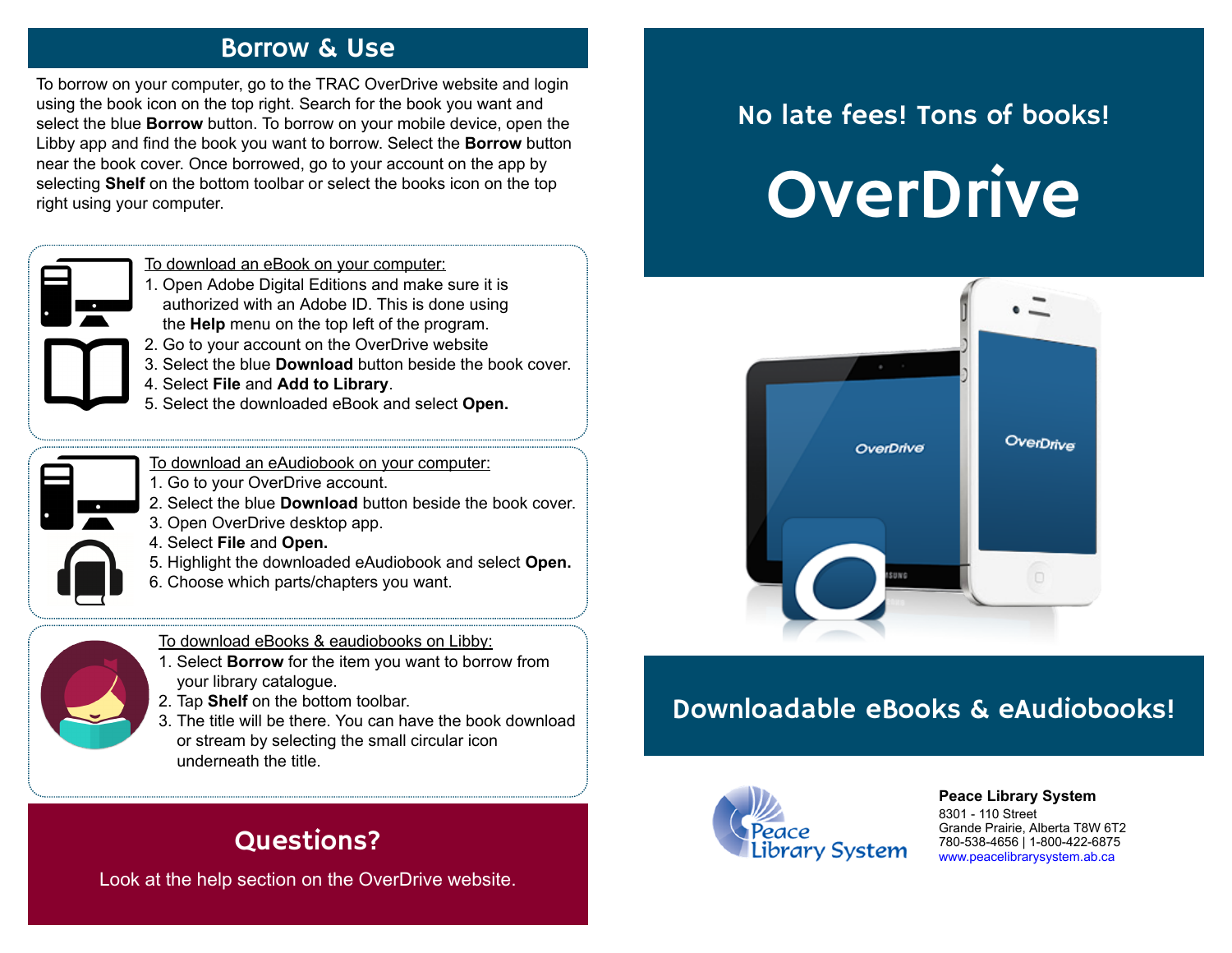## Borrow & Use

To borrow on your computer, go to the TRAC OverDrive website and login using the book icon on the top right. Search for the book you want and select the blue **Borrow** button. To borrow on your mobile device, open the Libby app and find the book you want to borrow. Select the **Borrow** button near the book cover. Once borrowed, go to your account on the app by selecting **Shelf** on the bottom toolbar or select the books icon on the top right using your computer.

To download an eBook on your computer:

1. Open Adobe Digital Editions and make sure it is authorized with an Adobe ID. This is done using the **Help** menu on the top left of the program.
2. Go to your account on the OverDrive website
3. Select the blue **Download** button beside the book cover.
4. Select **File** and **Add to Library**.
5. Select the downloaded eBook and select **Open.**

To download an eAudiobook on your computer:

1. Go to your OverDrive account.
2. Select the blue **Download** button beside the book cover.
3. Open OverDrive desktop app.
4. Select **File** and **Open.**
5. Highlight the downloaded eAudiobook and select **Open.**
6. Choose which parts/chapters you want.

To download eBooks & eaudiobooks on Libby:

1. Select **Borrow** for the item you want to borrow from your library catalogue.
2. Tap **Shelf** on the bottom toolbar.
3. The title will be there. You can have the book download or stream by selecting the small circular icon underneath the title.

## Questions?

Look at the help section on the OverDrive website.

No late fees! Tons of books!

# OverDrive

## Downloadable eBooks & eAudiobooks!

**Peace Library System**
8301 - 110 Street
Grande Prairie, Alberta T8W 6T2
780-538-4656 | 1-800-422-6875
www.peacelibrarysystem.ab.ca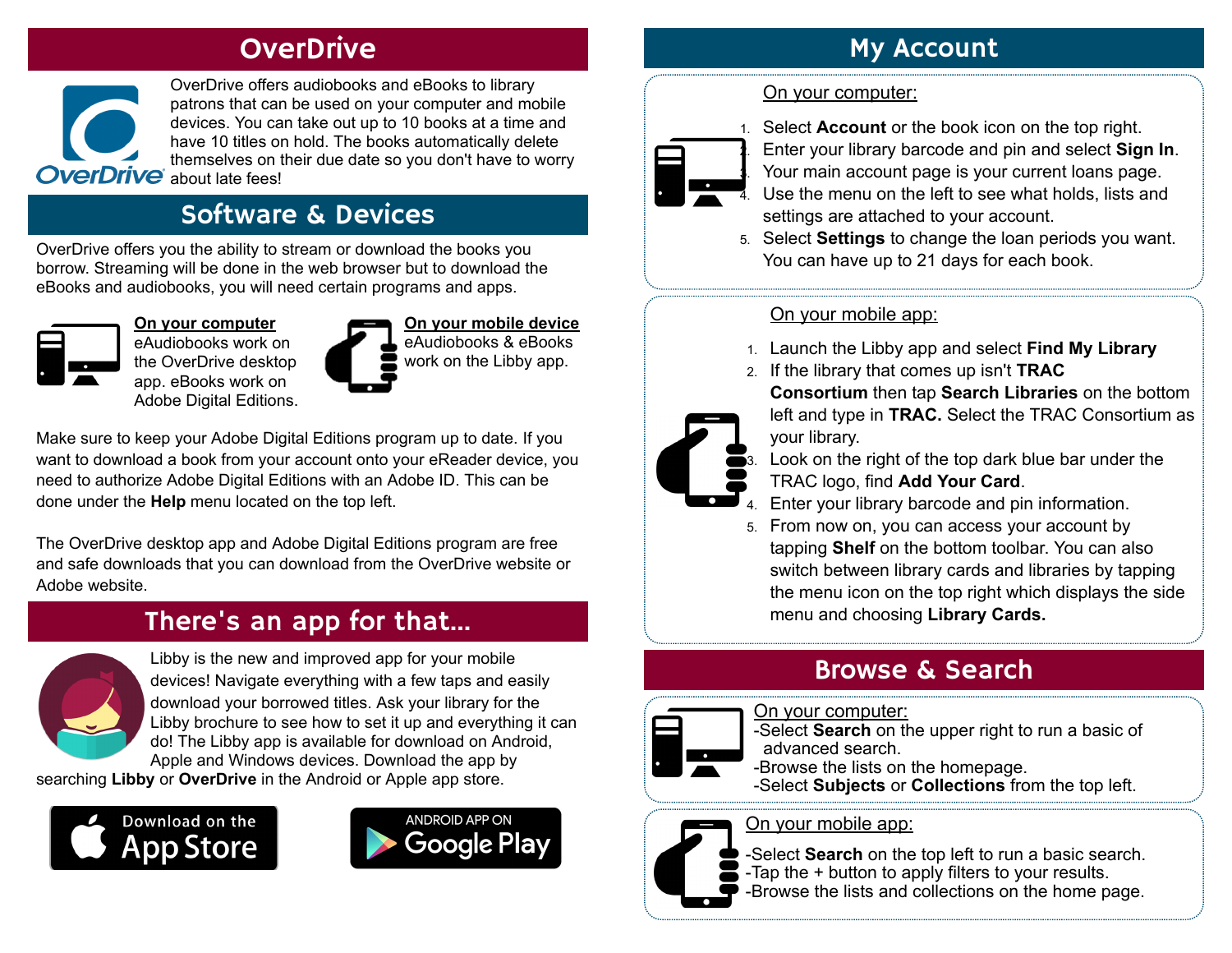# OverDrive

OverDrive offers audiobooks and eBooks to library patrons that can be used on your computer and mobile devices. You can take out up to 10 books at a time and have 10 titles on hold. The books automatically delete themselves on their due date so you don't have to worry about late fees!

# Software & Devices

OverDrive offers you the ability to stream or download the books you borrow. Streaming will be done in the web browser but to download the eBooks and audiobooks, you will need certain programs and apps.

**On your computer**
eAudiobooks work on the OverDrive desktop app. eBooks work on Adobe Digital Editions.

**On your mobile device**
eAudiobooks & eBooks work on the Libby app.

Make sure to keep your Adobe Digital Editions program up to date. If you want to download a book from your account onto your eReader device, you need to authorize Adobe Digital Editions with an Adobe ID. This can be done under the **Help** menu located on the top left.

The OverDrive desktop app and Adobe Digital Editions program are free and safe downloads that you can download from the OverDrive website or Adobe website.

# There's an app for that...

Libby is the new and improved app for your mobile devices! Navigate everything with a few taps and easily download your borrowed titles. Ask your library for the Libby brochure to see how to set it up and everything it can do! The Libby app is available for download on Android, Apple and Windows devices. Download the app by searching **Libby** or **OverDrive** in the Android or Apple app store.

Download on the App Store

ANDROID APP ON Google Play

# My Account

On your computer:

1. Select **Account** or the book icon on the top right.
2. Enter your library barcode and pin and select **Sign In**.
3. Your main account page is your current loans page.
4. Use the menu on the left to see what holds, lists and settings are attached to your account.
5. Select **Settings** to change the loan periods you want. You can have up to 21 days for each book.

On your mobile app:

1. Launch the Libby app and select **Find My Library**
2. If the library that comes up isn't **TRAC Consortium** then tap **Search Libraries** on the bottom left and type in **TRAC.** Select the TRAC Consortium as your library.
3. Look on the right of the top dark blue bar under the TRAC logo, find **Add Your Card**.
4. Enter your library barcode and pin information.
5. From now on, you can access your account by tapping **Shelf** on the bottom toolbar. You can also switch between library cards and libraries by tapping the menu icon on the top right which displays the side menu and choosing **Library Cards.**

# Browse & Search

On your computer:

-Select **Search** on the upper right to run a basic of advanced search.
-Browse the lists on the homepage.
-Select **Subjects** or **Collections** from the top left.

On your mobile app:

-Select **Search** on the top left to run a basic search.
-Tap the + button to apply filters to your results.
-Browse the lists and collections on the home page.